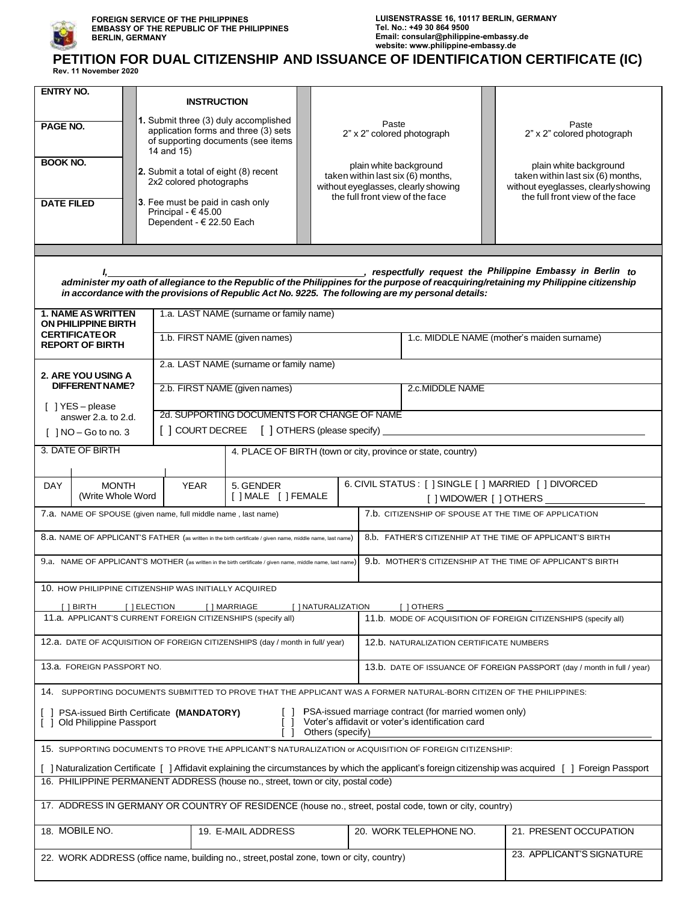**FOREIGN SERVICE OF THE PHILIPPINES**
**EMBASSY OF THE REPUBLIC OF THE PHILIPPINES**
**BERLIN, GERMANY**

**LUISENSTRASSE 16, 10117 BERLIN, GERMANY**
**Tel. No.: +49 30 864 9500**
**Email: consular@philippine-embassy.de**
**website: www.philippine-embassy.de**

# PETITION FOR DUAL CITIZENSHIP AND ISSUANCE OF IDENTIFICATION CERTIFICATE (IC)

**Rev. 11 November 2020**

| ENTRY NO. | INSTRUCTION | | |
|---|---|---|---|
| PAGE NO. | **1.** Submit three (3) duly accomplished application forms and three (3) sets of supporting documents (see items 14 and 15) | Paste 2" x 2" colored photograph | Paste 2" x 2" colored photograph |
| BOOK NO. | **2.** Submit a total of eight (8) recent 2x2 colored photographs | plain white background taken within last six (6) months, without eyeglasses, clearly showing the full front view of the face | plain white background taken within last six (6) months, without eyeglasses, clearly showing the full front view of the face |
| DATE FILED | **3.** Fee must be paid in cash only<br>Principal - € 45.00<br>Dependent - € 22.50 Each | | |

***I, \_\_\_\_\_\_\_\_\_\_\_\_\_\_\_\_\_\_\_\_\_\_\_\_\_\_\_\_\_\_\_\_\_\_\_\_\_\_\_\_, respectfully request the Philippine Embassy in Berlin to administer my oath of allegiance to the Republic of the Philippines for the purpose of reacquiring/retaining my Philippine citizenship in accordance with the provisions of Republic Act No. 9225. The following are my personal details:***

| **1. NAME AS WRITTEN ON PHILIPPINE BIRTH CERTIFICATE OR REPORT OF BIRTH** | 1.a. LAST NAME (surname or family name) | |
|---|---|---|
| | 1.b. FIRST NAME (given names) | 1.c. MIDDLE NAME (mother's maiden surname) |
| **2. ARE YOU USING A DIFFERENT NAME?**<br>[ ] YES – please answer 2.a. to 2.d.<br>[ ] NO – Go to no. 3 | 2.a. LAST NAME (surname or family name) | |
| | 2.b. FIRST NAME (given names) | 2.c. MIDDLE NAME |
| | 2d. SUPPORTING DOCUMENTS FOR CHANGE OF NAME<br>[ ] COURT DECREE [ ] OTHERS (please specify) \_\_\_\_\_\_\_\_\_\_ | |

| 3. DATE OF BIRTH | | | 4. PLACE OF BIRTH (town or city, province or state, country) | |
|---|---|---|---|---|
| DAY | MONTH (Write Whole Word | YEAR | 5. GENDER [ ] MALE [ ] FEMALE | 6. CIVIL STATUS : [ ] SINGLE [ ] MARRIED [ ] DIVORCED [ ] WIDOW/ER [ ] OTHERS \_\_\_\_\_\_\_\_\_\_ |

| | |
|---|---|
| 7.a. NAME OF SPOUSE (given name, full middle name , last name) | 7.b. CITIZENSHIP OF SPOUSE AT THE TIME OF APPLICATION |
| 8.a. NAME OF APPLICANT'S FATHER (as written in the birth certificate / given name, middle name, last name) | 8.b. FATHER'S CITIZENHIP AT THE TIME OF APPLICANT'S BIRTH |
| 9.a. NAME OF APPLICANT'S MOTHER (as written in the birth certificate / given name, middle name, last name) | 9.b. MOTHER'S CITIZENSHIP AT THE TIME OF APPLICANT'S BIRTH |
| 10. HOW PHILIPPINE CITIZENSHIP WAS INITIALLY ACQUIRED<br>[ ] BIRTH [ ] ELECTION [ ] MARRIAGE [ ] NATURALIZATION [ ] OTHERS \_\_\_\_\_\_\_\_\_\_ | |
| 11.a. APPLICANT'S CURRENT FOREIGN CITIZENSHIPS (specify all) | 11.b. MODE OF ACQUISITION OF FOREIGN CITIZENSHIPS (specify all) |
| 12.a. DATE OF ACQUISITION OF FOREIGN CITIZENSHIPS (day / month in full/ year) | 12.b. NATURALIZATION CERTIFICATE NUMBERS |
| 13.a. FOREIGN PASSPORT NO. | 13.b. DATE OF ISSUANCE OF FOREIGN PASSPORT (day / month in full / year) |

14. SUPPORTING DOCUMENTS SUBMITTED TO PROVE THAT THE APPLICANT WAS A FORMER NATURAL-BORN CITIZEN OF THE PHILIPPINES:

[ ] PSA-issued Birth Certificate **(MANDATORY)**
[ ] Old Philippine Passport
[ ] PSA-issued marriage contract (for married women only)
[ ] Voter's affidavit or voter's identification card
[ ] Others (specify) \_\_\_\_\_\_\_\_\_\_

15. SUPPORTING DOCUMENTS TO PROVE THE APPLICANT'S NATURALIZATION or ACQUISITION OF FOREIGN CITIZENSHIP:

[ ] Naturalization Certificate [ ] Affidavit explaining the circumstances by which the applicant's foreign citizenship was acquired [ ] Foreign Passport

| | | | |
|---|---|---|---|
| 16. PHILIPPINE PERMANENT ADDRESS (house no., street, town or city, postal code) | | | |
| 17. ADDRESS IN GERMANY OR COUNTRY OF RESIDENCE (house no., street, postal code, town or city, country) | | | |
| 18. MOBILE NO. | 19. E-MAIL ADDRESS | 20. WORK TELEPHONE NO. | 21. PRESENT OCCUPATION |
| 22. WORK ADDRESS (office name, building no., street, postal zone, town or city, country) | | | 23. APPLICANT'S SIGNATURE |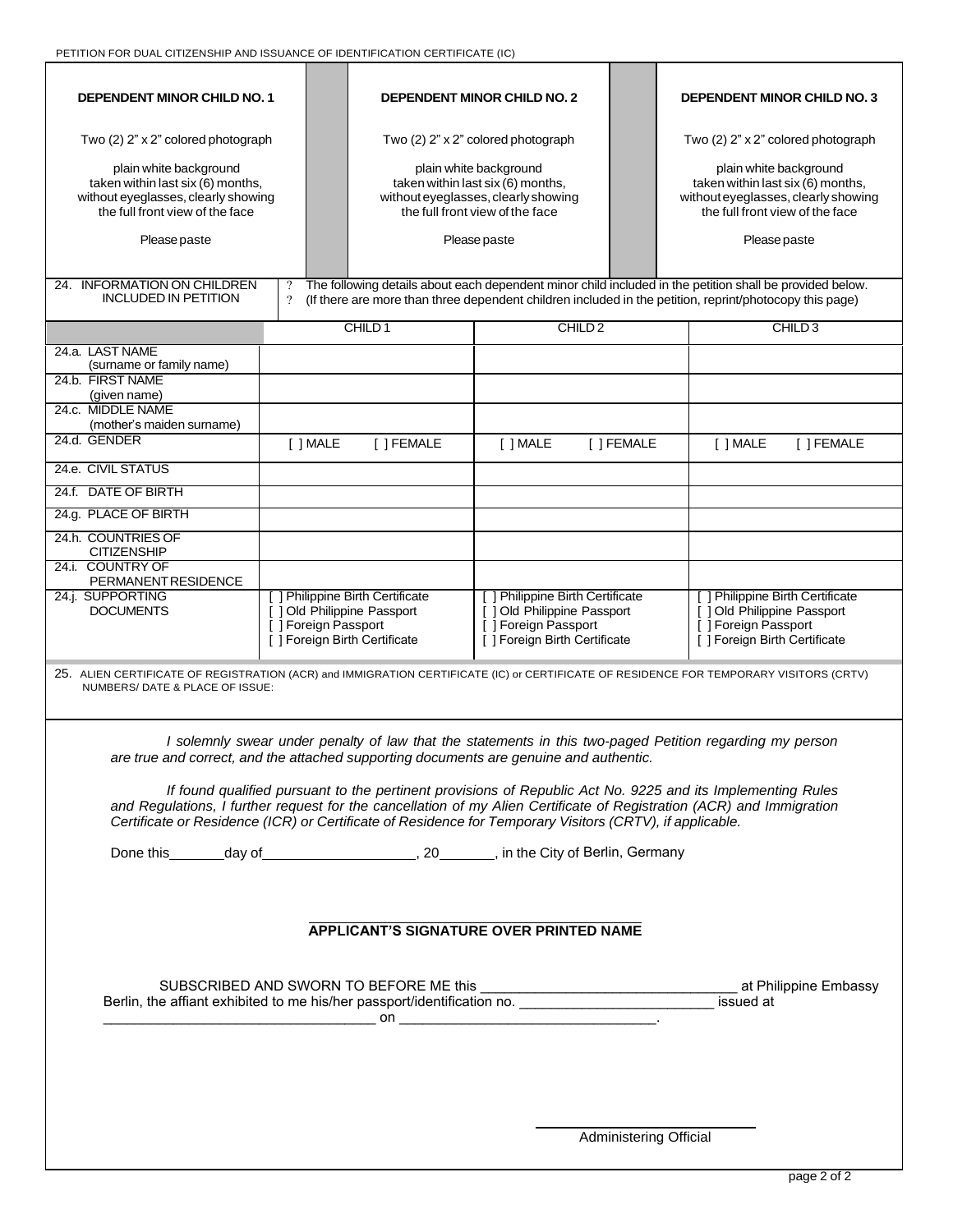| DEPENDENT MINOR CHILD NO. 1 | DEPENDENT MINOR CHILD NO. 2 | DEPENDENT MINOR CHILD NO. 3 |
|---|---|---|
| Two (2) 2" x 2" colored photograph<br><br>plain white background taken within last six (6) months, without eyeglasses, clearly showing the full front view of the face<br><br>Please paste | Two (2) 2" x 2" colored photograph<br><br>plain white background taken within last six (6) months, without eyeglasses, clearly showing the full front view of the face<br><br>Please paste | Two (2) 2" x 2" colored photograph<br><br>plain white background taken within last six (6) months, without eyeglasses, clearly showing the full front view of the face<br><br>Please paste |

**24. INFORMATION ON CHILDREN INCLUDED IN PETITION**

? The following details about each dependent minor child included in the petition shall be provided below.
? (If there are more than three dependent children included in the petition, reprint/photocopy this page)

| | CHILD 1 | CHILD 2 | CHILD 3 |
|---|---|---|---|
| 24.a. LAST NAME (surname or family name) | | | |
| 24.b. FIRST NAME (given name) | | | |
| 24.c. MIDDLE NAME (mother's maiden surname) | | | |
| 24.d. GENDER | [ ] MALE [ ] FEMALE | [ ] MALE [ ] FEMALE | [ ] MALE [ ] FEMALE |
| 24.e. CIVIL STATUS | | | |
| 24.f. DATE OF BIRTH | | | |
| 24.g. PLACE OF BIRTH | | | |
| 24.h. COUNTRIES OF CITIZENSHIP | | | |
| 24.i. COUNTRY OF PERMANENT RESIDENCE | | | |
| 24.j. SUPPORTING DOCUMENTS | [ ] Philippine Birth Certificate<br>[ ] Old Philippine Passport<br>[ ] Foreign Passport<br>[ ] Foreign Birth Certificate | [ ] Philippine Birth Certificate<br>[ ] Old Philippine Passport<br>[ ] Foreign Passport<br>[ ] Foreign Birth Certificate | [ ] Philippine Birth Certificate<br>[ ] Old Philippine Passport<br>[ ] Foreign Passport<br>[ ] Foreign Birth Certificate |

25. ALIEN CERTIFICATE OF REGISTRATION (ACR) and IMMIGRATION CERTIFICATE (IC) or CERTIFICATE OF RESIDENCE FOR TEMPORARY VISITORS (CRTV) NUMBERS/ DATE & PLACE OF ISSUE:

*I solemnly swear under penalty of law that the statements in this two-paged Petition regarding my person are true and correct, and the attached supporting documents are genuine and authentic.*

*If found qualified pursuant to the pertinent provisions of Republic Act No. 9225 and its Implementing Rules and Regulations, I further request for the cancellation of my Alien Certificate of Registration (ACR) and Immigration Certificate or Residence (ICR) or Certificate of Residence for Temporary Visitors (CRTV), if applicable.*

Done this_______day of___________________, 20_______, in the City of Berlin, Germany

**APPLICANT'S SIGNATURE OVER PRINTED NAME**

SUBSCRIBED AND SWORN TO BEFORE ME this ________________________________ at Philippine Embassy Berlin, the affiant exhibited to me his/her passport/identification no. ________________________ issued at __________________________________ on ________________________________.

Administering Official